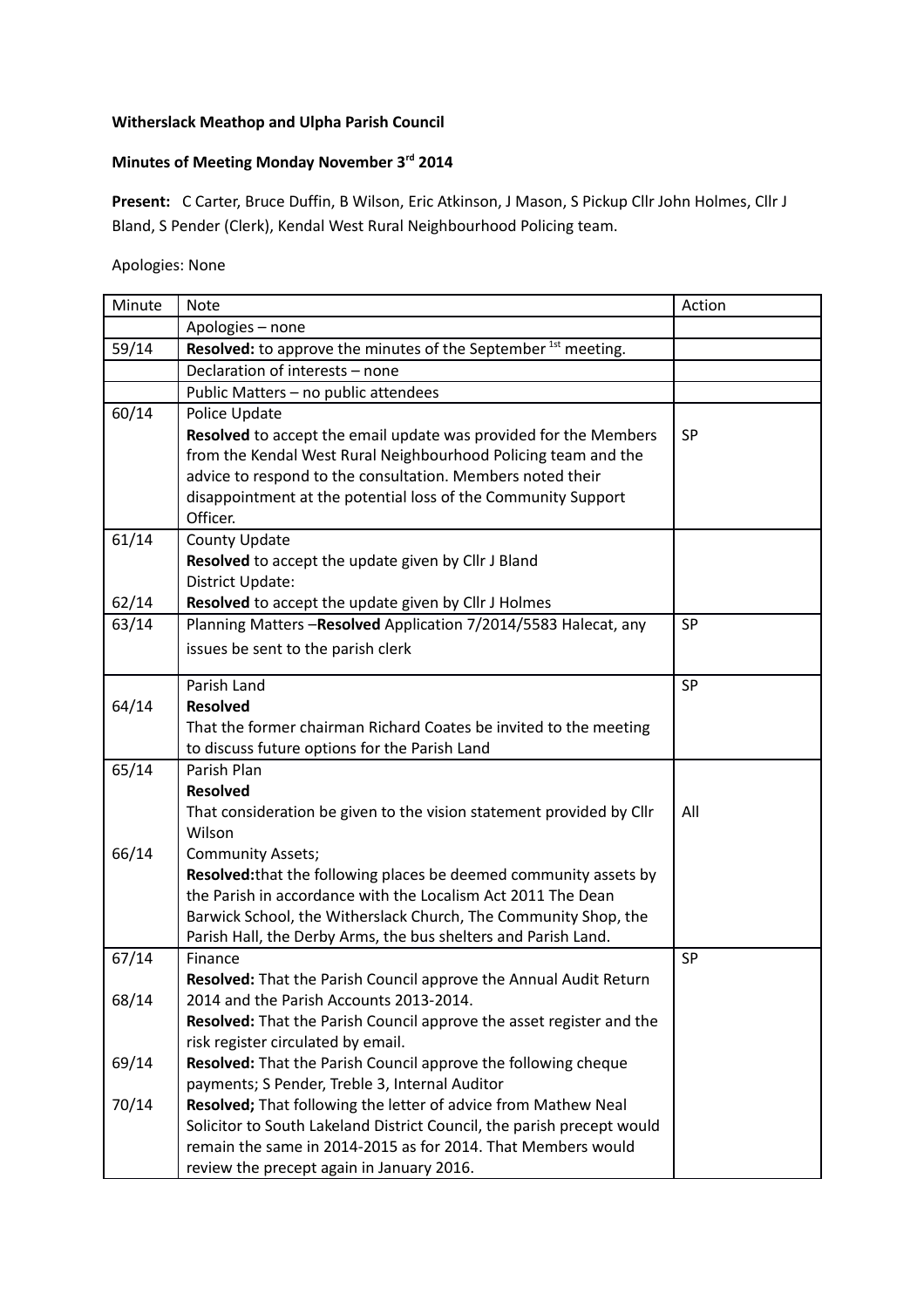**Witherslack Meathop and Ulpha Parish Council**

**Minutes of Meeting Monday November 3rd 2014**

**Present:** C Carter, Bruce Duffin, B Wilson, Eric Atkinson, J Mason, S Pickup Cllr John Holmes, Cllr J Bland, S Pender (Clerk), Kendal West Rural Neighbourhood Policing team.

Apologies: None

| Minute | Note | Action |
|---|---|---|
| | Apologies – none | |
| 59/14 | **Resolved:** to approve the minutes of the September 1st meeting. | |
| | Declaration of interests – none | |
| | Public Matters – no public attendees | |
| 60/14 | Police Update<br>**Resolved** to accept the email update was provided for the Members from the Kendal West Rural Neighbourhood Policing team and the advice to respond to the consultation. Members noted their disappointment at the potential loss of the Community Support Officer. | SP |
| 61/14<br><br><br>62/14 | County Update<br>**Resolved** to accept the update given by Cllr J Bland<br>District Update:<br>**Resolved** to accept the update given by Cllr J Holmes | |
| 63/14 | Planning Matters –**Resolved** Application 7/2014/5583 Halecat, any issues be sent to the parish clerk | SP |
| <br>64/14 | Parish Land<br>**Resolved**<br>That the former chairman Richard Coates be invited to the meeting to discuss future options for the Parish Land | SP |
| 65/14<br><br><br><br>66/14 | Parish Plan<br>**Resolved**<br>That consideration be given to the vision statement provided by Cllr Wilson<br>Community Assets;<br>**Resolved:**that the following places be deemed community assets by the Parish in accordance with the Localism Act 2011 The Dean Barwick School, the Witherslack Church, The Community Shop, the Parish Hall, the Derby Arms, the bus shelters and Parish Land. | All |
| 67/14<br><br>68/14<br><br>69/14<br><br>70/14 | Finance<br>**Resolved:** That the Parish Council approve the Annual Audit Return 2014 and the Parish Accounts 2013-2014.<br>**Resolved:** That the Parish Council approve the asset register and the risk register circulated by email.<br>**Resolved:** That the Parish Council approve the following cheque payments; S Pender, Treble 3, Internal Auditor<br>**Resolved;** That following the letter of advice from Mathew Neal Solicitor to South Lakeland District Council, the parish precept would remain the same in 2014-2015 as for 2014. That Members would review the precept again in January 2016. | SP |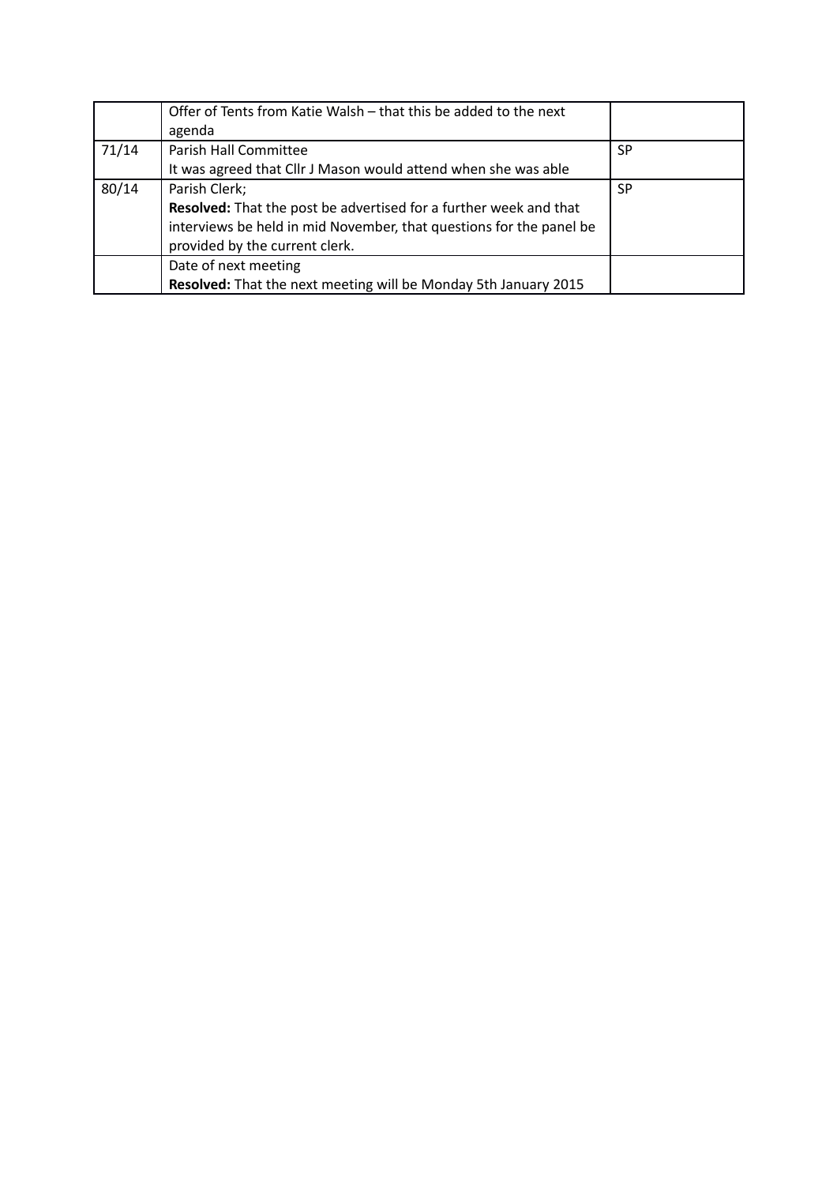| | | |
|---|---|---|
| | Offer of Tents from Katie Walsh – that this be added to the next agenda | |
| 71/14 | Parish Hall Committee<br>It was agreed that Cllr J Mason would attend when she was able | SP |
| 80/14 | Parish Clerk;<br>**Resolved:** That the post be advertised for a further week and that interviews be held in mid November, that questions for the panel be provided by the current clerk. | SP |
| | Date of next meeting<br>**Resolved:** That the next meeting will be Monday 5th January 2015 | |